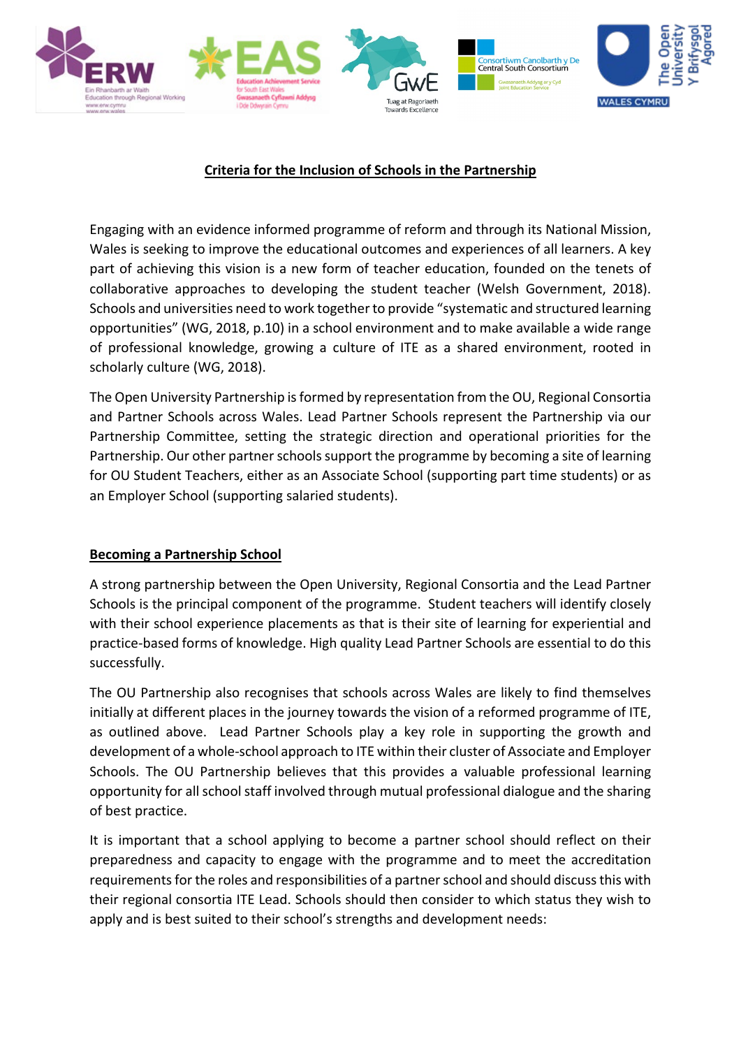## Criteria for the Inclusion of Schools in the Partnership

Engaging with an evidence informed programme of reform and through its National Mission, Wales is seeking to improve the educational outcomes and experiences of all learners. A key part of achieving this vision is a new form of teacher education, founded on the tenets of collaborative approaches to developing the student teacher (Welsh Government, 2018). Schools and universities need to work together to provide "systematic and structured learning opportunities" (WG, 2018, p.10) in a school environment and to make available a wide range of professional knowledge, growing a culture of ITE as a shared environment, rooted in scholarly culture (WG, 2018).

The Open University Partnership is formed by representation from the OU, Regional Consortia and Partner Schools across Wales. Lead Partner Schools represent the Partnership via our Partnership Committee, setting the strategic direction and operational priorities for the Partnership. Our other partner schools support the programme by becoming a site of learning for OU Student Teachers, either as an Associate School (supporting part time students) or as an Employer School (supporting salaried students).

### Becoming a Partnership School

A strong partnership between the Open University, Regional Consortia and the Lead Partner Schools is the principal component of the programme. Student teachers will identify closely with their school experience placements as that is their site of learning for experiential and practice-based forms of knowledge. High quality Lead Partner Schools are essential to do this successfully.

The OU Partnership also recognises that schools across Wales are likely to find themselves initially at different places in the journey towards the vision of a reformed programme of ITE, as outlined above. Lead Partner Schools play a key role in supporting the growth and development of a whole-school approach to ITE within their cluster of Associate and Employer Schools. The OU Partnership believes that this provides a valuable professional learning opportunity for all school staff involved through mutual professional dialogue and the sharing of best practice.

It is important that a school applying to become a partner school should reflect on their preparedness and capacity to engage with the programme and to meet the accreditation requirements for the roles and responsibilities of a partner school and should discuss this with their regional consortia ITE Lead. Schools should then consider to which status they wish to apply and is best suited to their school's strengths and development needs: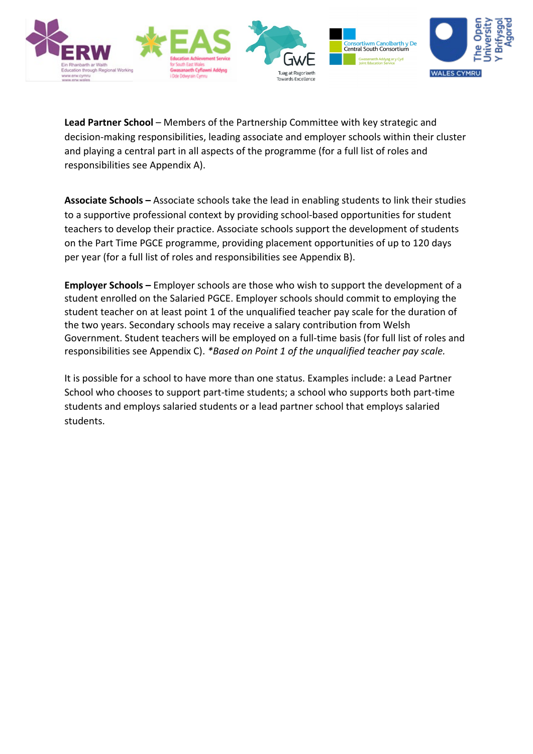**Lead Partner School** – Members of the Partnership Committee with key strategic and decision-making responsibilities, leading associate and employer schools within their cluster and playing a central part in all aspects of the programme (for a full list of roles and responsibilities see Appendix A).

**Associate Schools –** Associate schools take the lead in enabling students to link their studies to a supportive professional context by providing school-based opportunities for student teachers to develop their practice. Associate schools support the development of students on the Part Time PGCE programme, providing placement opportunities of up to 120 days per year (for a full list of roles and responsibilities see Appendix B).

**Employer Schools –** Employer schools are those who wish to support the development of a student enrolled on the Salaried PGCE. Employer schools should commit to employing the student teacher on at least point 1 of the unqualified teacher pay scale for the duration of the two years. Secondary schools may receive a salary contribution from Welsh Government. Student teachers will be employed on a full-time basis (for full list of roles and responsibilities see Appendix C). *\*Based on Point 1 of the unqualified teacher pay scale.*

It is possible for a school to have more than one status. Examples include: a Lead Partner School who chooses to support part-time students; a school who supports both part-time students and employs salaried students or a lead partner school that employs salaried students.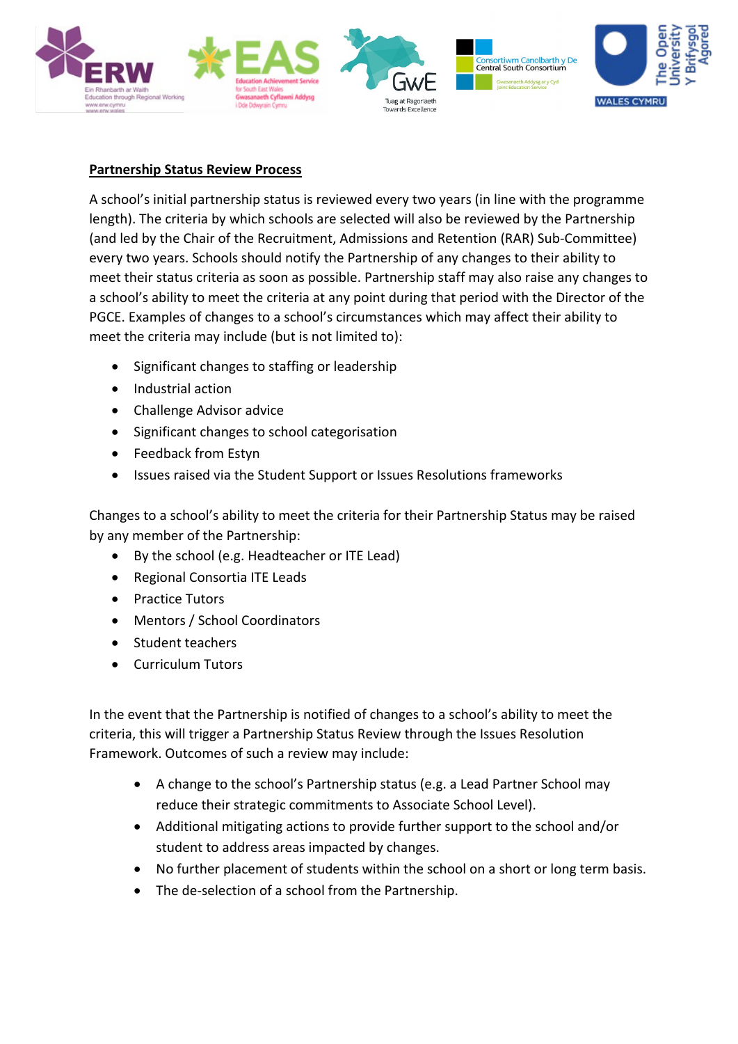**Partnership Status Review Process**

A school's initial partnership status is reviewed every two years (in line with the programme length). The criteria by which schools are selected will also be reviewed by the Partnership (and led by the Chair of the Recruitment, Admissions and Retention (RAR) Sub-Committee) every two years. Schools should notify the Partnership of any changes to their ability to meet their status criteria as soon as possible. Partnership staff may also raise any changes to a school's ability to meet the criteria at any point during that period with the Director of the PGCE. Examples of changes to a school's circumstances which may affect their ability to meet the criteria may include (but is not limited to):

- Significant changes to staffing or leadership
- Industrial action
- Challenge Advisor advice
- Significant changes to school categorisation
- Feedback from Estyn
- Issues raised via the Student Support or Issues Resolutions frameworks

Changes to a school's ability to meet the criteria for their Partnership Status may be raised by any member of the Partnership:

- By the school (e.g. Headteacher or ITE Lead)
- Regional Consortia ITE Leads
- Practice Tutors
- Mentors / School Coordinators
- Student teachers
- Curriculum Tutors

In the event that the Partnership is notified of changes to a school's ability to meet the criteria, this will trigger a Partnership Status Review through the Issues Resolution Framework. Outcomes of such a review may include:

- A change to the school's Partnership status (e.g. a Lead Partner School may reduce their strategic commitments to Associate School Level).
- Additional mitigating actions to provide further support to the school and/or student to address areas impacted by changes.
- No further placement of students within the school on a short or long term basis.
- The de-selection of a school from the Partnership.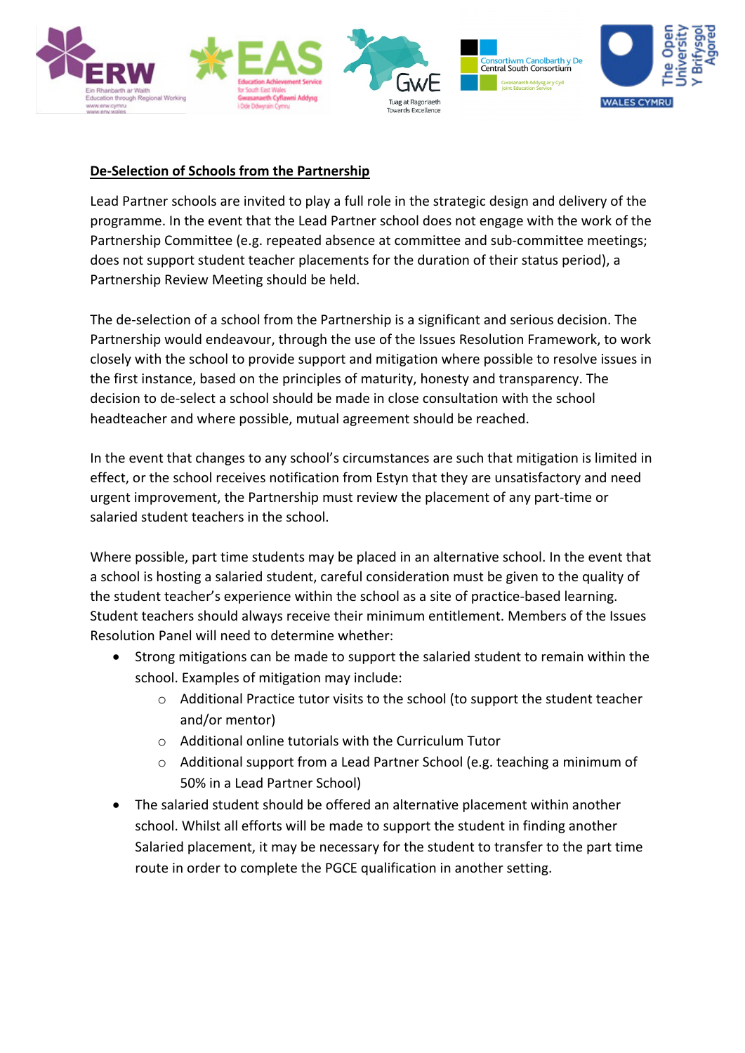## De-Selection of Schools from the Partnership

Lead Partner schools are invited to play a full role in the strategic design and delivery of the programme. In the event that the Lead Partner school does not engage with the work of the Partnership Committee (e.g. repeated absence at committee and sub-committee meetings; does not support student teacher placements for the duration of their status period), a Partnership Review Meeting should be held.

The de-selection of a school from the Partnership is a significant and serious decision. The Partnership would endeavour, through the use of the Issues Resolution Framework, to work closely with the school to provide support and mitigation where possible to resolve issues in the first instance, based on the principles of maturity, honesty and transparency. The decision to de-select a school should be made in close consultation with the school headteacher and where possible, mutual agreement should be reached.

In the event that changes to any school's circumstances are such that mitigation is limited in effect, or the school receives notification from Estyn that they are unsatisfactory and need urgent improvement, the Partnership must review the placement of any part-time or salaried student teachers in the school.

Where possible, part time students may be placed in an alternative school. In the event that a school is hosting a salaried student, careful consideration must be given to the quality of the student teacher's experience within the school as a site of practice-based learning. Student teachers should always receive their minimum entitlement. Members of the Issues Resolution Panel will need to determine whether:

- Strong mitigations can be made to support the salaried student to remain within the school. Examples of mitigation may include:
  - Additional Practice tutor visits to the school (to support the student teacher and/or mentor)
  - Additional online tutorials with the Curriculum Tutor
  - Additional support from a Lead Partner School (e.g. teaching a minimum of 50% in a Lead Partner School)
- The salaried student should be offered an alternative placement within another school. Whilst all efforts will be made to support the student in finding another Salaried placement, it may be necessary for the student to transfer to the part time route in order to complete the PGCE qualification in another setting.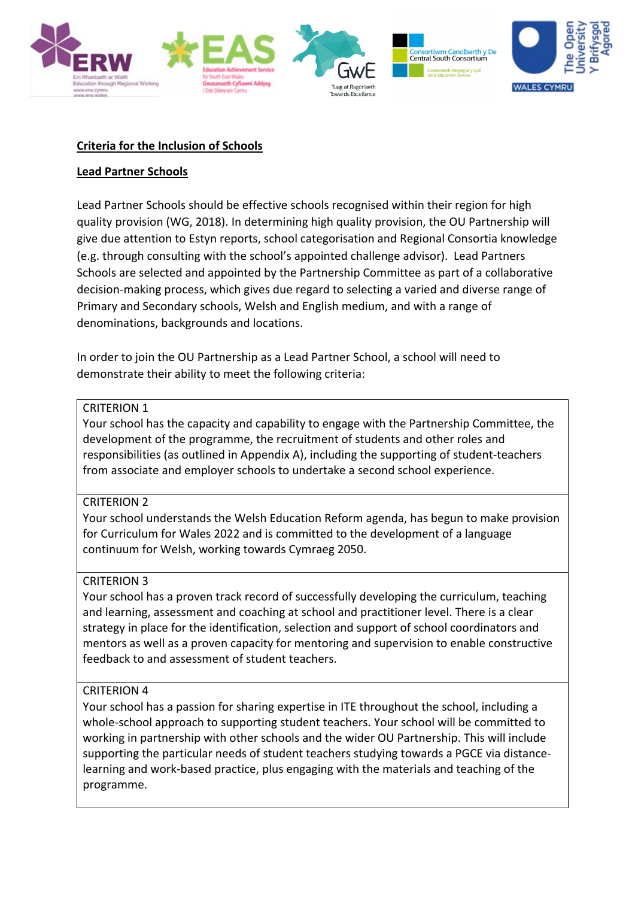## Criteria for the Inclusion of Schools

### Lead Partner Schools

Lead Partner Schools should be effective schools recognised within their region for high quality provision (WG, 2018). In determining high quality provision, the OU Partnership will give due attention to Estyn reports, school categorisation and Regional Consortia knowledge (e.g. through consulting with the school's appointed challenge advisor). Lead Partners Schools are selected and appointed by the Partnership Committee as part of a collaborative decision-making process, which gives due regard to selecting a varied and diverse range of Primary and Secondary schools, Welsh and English medium, and with a range of denominations, backgrounds and locations.

In order to join the OU Partnership as a Lead Partner School, a school will need to demonstrate their ability to meet the following criteria:

| CRITERION 1<br>Your school has the capacity and capability to engage with the Partnership Committee, the development of the programme, the recruitment of students and other roles and responsibilities (as outlined in Appendix A), including the supporting of student-teachers from associate and employer schools to undertake a second school experience. |
|---|
| CRITERION 2<br>Your school understands the Welsh Education Reform agenda, has begun to make provision for Curriculum for Wales 2022 and is committed to the development of a language continuum for Welsh, working towards Cymraeg 2050. |
| CRITERION 3<br>Your school has a proven track record of successfully developing the curriculum, teaching and learning, assessment and coaching at school and practitioner level. There is a clear strategy in place for the identification, selection and support of school coordinators and mentors as well as a proven capacity for mentoring and supervision to enable constructive feedback to and assessment of student teachers. |
| CRITERION 4<br>Your school has a passion for sharing expertise in ITE throughout the school, including a whole-school approach to supporting student teachers. Your school will be committed to working in partnership with other schools and the wider OU Partnership. This will include supporting the particular needs of student teachers studying towards a PGCE via distance-learning and work-based practice, plus engaging with the materials and teaching of the programme. |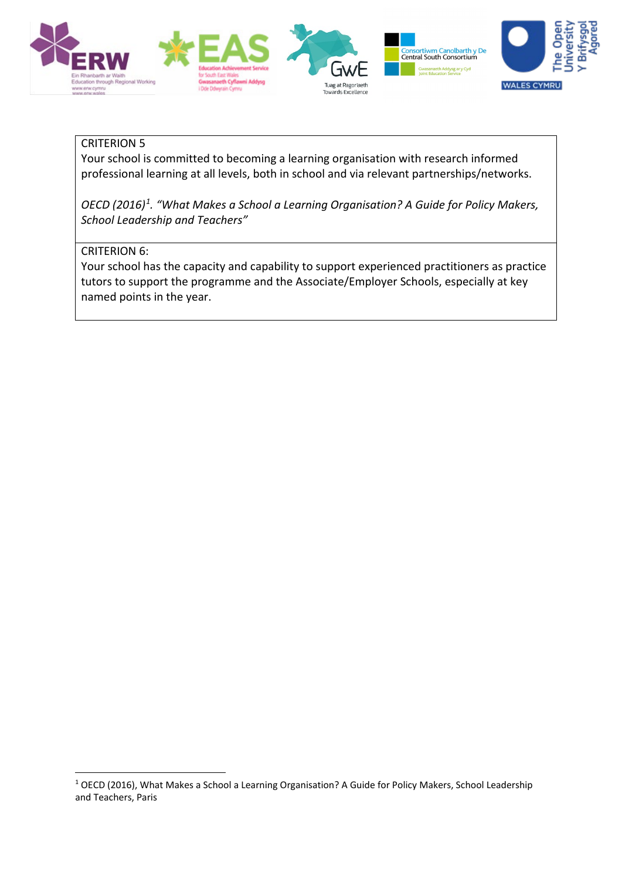| CRITERION 5<br>Your school is committed to becoming a learning organisation with research informed professional learning at all levels, both in school and via relevant partnerships/networks.<br><br>*OECD (2016)[1]. "What Makes a School a Learning Organisation? A Guide for Policy Makers, School Leadership and Teachers"* |
| --- |
| CRITERION 6:<br>Your school has the capacity and capability to support experienced practitioners as practice tutors to support the programme and the Associate/Employer Schools, especially at key named points in the year. |

[1] OECD (2016), What Makes a School a Learning Organisation? A Guide for Policy Makers, School Leadership and Teachers, Paris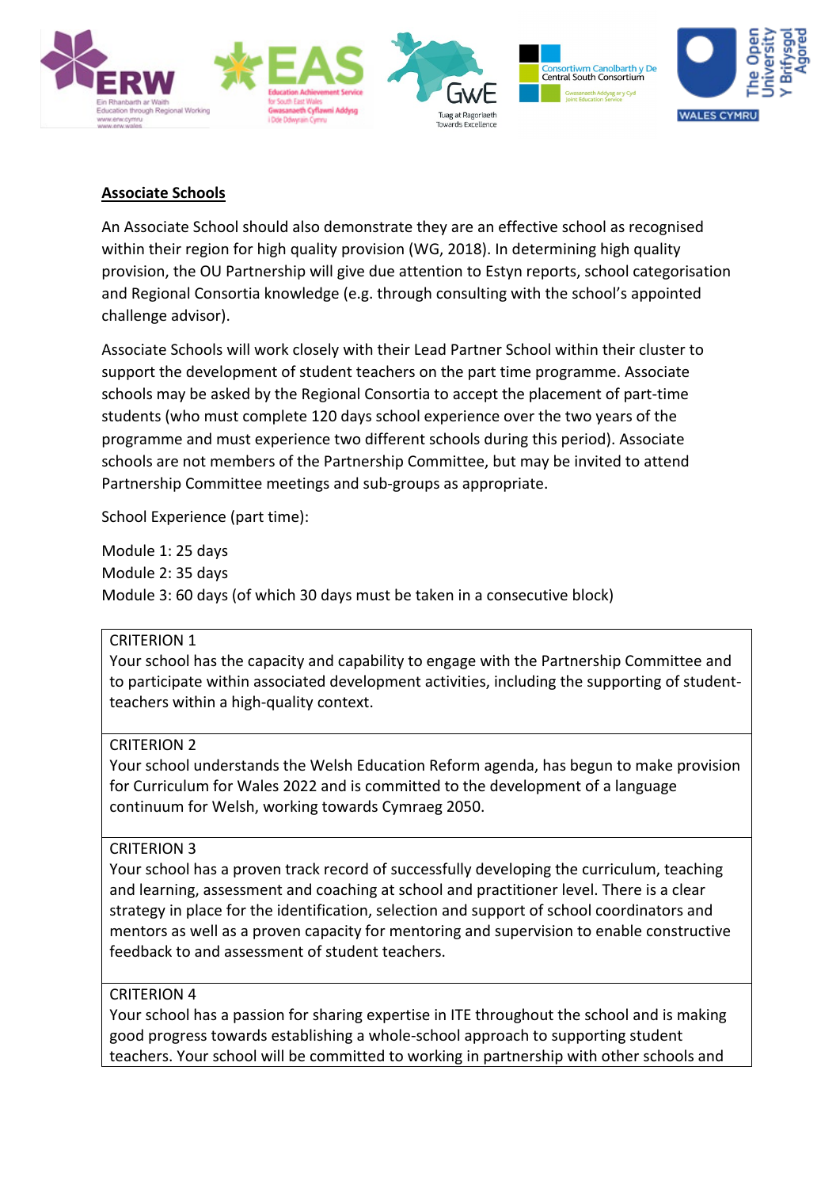## Associate Schools

An Associate School should also demonstrate they are an effective school as recognised within their region for high quality provision (WG, 2018). In determining high quality provision, the OU Partnership will give due attention to Estyn reports, school categorisation and Regional Consortia knowledge (e.g. through consulting with the school's appointed challenge advisor).

Associate Schools will work closely with their Lead Partner School within their cluster to support the development of student teachers on the part time programme. Associate schools may be asked by the Regional Consortia to accept the placement of part-time students (who must complete 120 days school experience over the two years of the programme and must experience two different schools during this period). Associate schools are not members of the Partnership Committee, but may be invited to attend Partnership Committee meetings and sub-groups as appropriate.

School Experience (part time):

Module 1: 25 days
Module 2: 35 days
Module 3: 60 days (of which 30 days must be taken in a consecutive block)

| |
|---|
| CRITERION 1<br>Your school has the capacity and capability to engage with the Partnership Committee and to participate within associated development activities, including the supporting of student-teachers within a high-quality context. |
| CRITERION 2<br>Your school understands the Welsh Education Reform agenda, has begun to make provision for Curriculum for Wales 2022 and is committed to the development of a language continuum for Welsh, working towards Cymraeg 2050. |
| CRITERION 3<br>Your school has a proven track record of successfully developing the curriculum, teaching and learning, assessment and coaching at school and practitioner level. There is a clear strategy in place for the identification, selection and support of school coordinators and mentors as well as a proven capacity for mentoring and supervision to enable constructive feedback to and assessment of student teachers. |
| CRITERION 4<br>Your school has a passion for sharing expertise in ITE throughout the school and is making good progress towards establishing a whole-school approach to supporting student teachers. Your school will be committed to working in partnership with other schools and |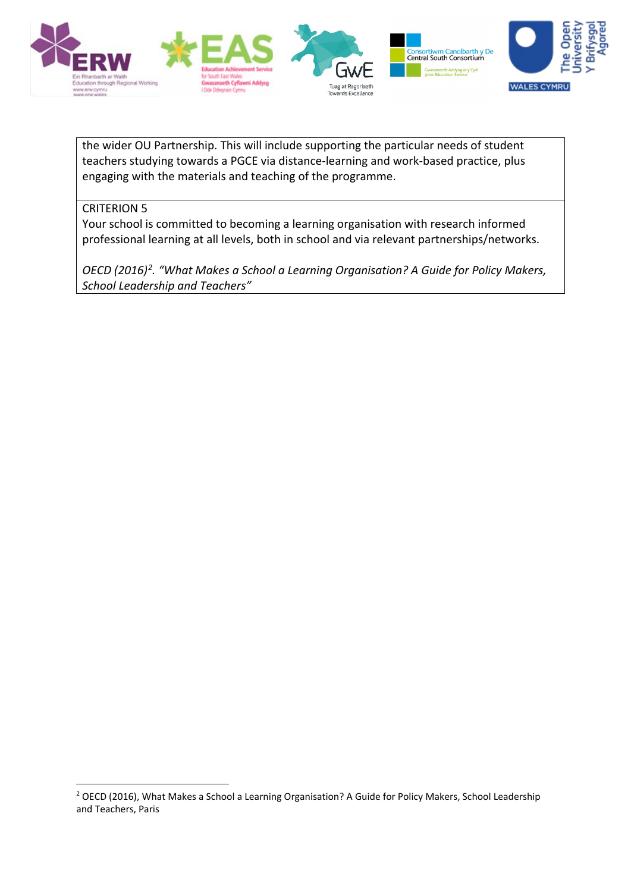| |
|---|
| the wider OU Partnership. This will include supporting the particular needs of student teachers studying towards a PGCE via distance-learning and work-based practice, plus engaging with the materials and teaching of the programme. |
| CRITERION 5<br>Your school is committed to becoming a learning organisation with research informed professional learning at all levels, both in school and via relevant partnerships/networks.<br><br>*OECD (2016)*[2]. *"What Makes a School a Learning Organisation? A Guide for Policy Makers, School Leadership and Teachers"* |

[2] OECD (2016), What Makes a School a Learning Organisation? A Guide for Policy Makers, School Leadership and Teachers, Paris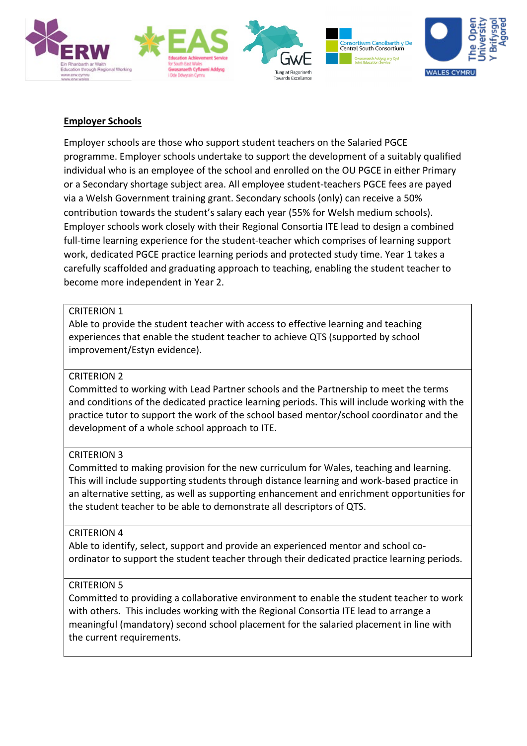**Employer Schools**

Employer schools are those who support student teachers on the Salaried PGCE programme. Employer schools undertake to support the development of a suitably qualified individual who is an employee of the school and enrolled on the OU PGCE in either Primary or a Secondary shortage subject area. All employee student-teachers PGCE fees are payed via a Welsh Government training grant. Secondary schools (only) can receive a 50% contribution towards the student's salary each year (55% for Welsh medium schools). Employer schools work closely with their Regional Consortia ITE lead to design a combined full-time learning experience for the student-teacher which comprises of learning support work, dedicated PGCE practice learning periods and protected study time. Year 1 takes a carefully scaffolded and graduating approach to teaching, enabling the student teacher to become more independent in Year 2.

| |
|---|
| CRITERION 1<br>Able to provide the student teacher with access to effective learning and teaching experiences that enable the student teacher to achieve QTS (supported by school improvement/Estyn evidence). |
| CRITERION 2<br>Committed to working with Lead Partner schools and the Partnership to meet the terms and conditions of the dedicated practice learning periods. This will include working with the practice tutor to support the work of the school based mentor/school coordinator and the development of a whole school approach to ITE. |
| CRITERION 3<br>Committed to making provision for the new curriculum for Wales, teaching and learning. This will include supporting students through distance learning and work-based practice in an alternative setting, as well as supporting enhancement and enrichment opportunities for the student teacher to be able to demonstrate all descriptors of QTS. |
| CRITERION 4<br>Able to identify, select, support and provide an experienced mentor and school co-ordinator to support the student teacher through their dedicated practice learning periods. |
| CRITERION 5<br>Committed to providing a collaborative environment to enable the student teacher to work with others. This includes working with the Regional Consortia ITE lead to arrange a meaningful (mandatory) second school placement for the salaried placement in line with the current requirements. |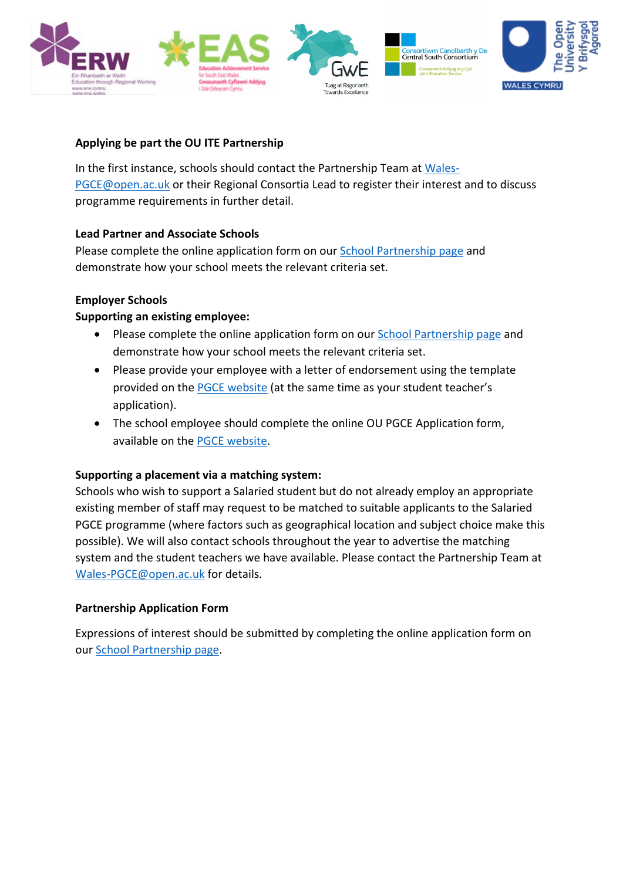**Applying be part the OU ITE Partnership**

In the first instance, schools should contact the Partnership Team at Wales-PGCE@open.ac.uk or their Regional Consortia Lead to register their interest and to discuss programme requirements in further detail.

**Lead Partner and Associate Schools**

Please complete the online application form on our School Partnership page and demonstrate how your school meets the relevant criteria set.

**Employer Schools**

**Supporting an existing employee:**

- Please complete the online application form on our School Partnership page and demonstrate how your school meets the relevant criteria set.
- Please provide your employee with a letter of endorsement using the template provided on the PGCE website (at the same time as your student teacher's application).
- The school employee should complete the online OU PGCE Application form, available on the PGCE website.

**Supporting a placement via a matching system:**

Schools who wish to support a Salaried student but do not already employ an appropriate existing member of staff may request to be matched to suitable applicants to the Salaried PGCE programme (where factors such as geographical location and subject choice make this possible). We will also contact schools throughout the year to advertise the matching system and the student teachers we have available. Please contact the Partnership Team at Wales-PGCE@open.ac.uk for details.

**Partnership Application Form**

Expressions of interest should be submitted by completing the online application form on our School Partnership page.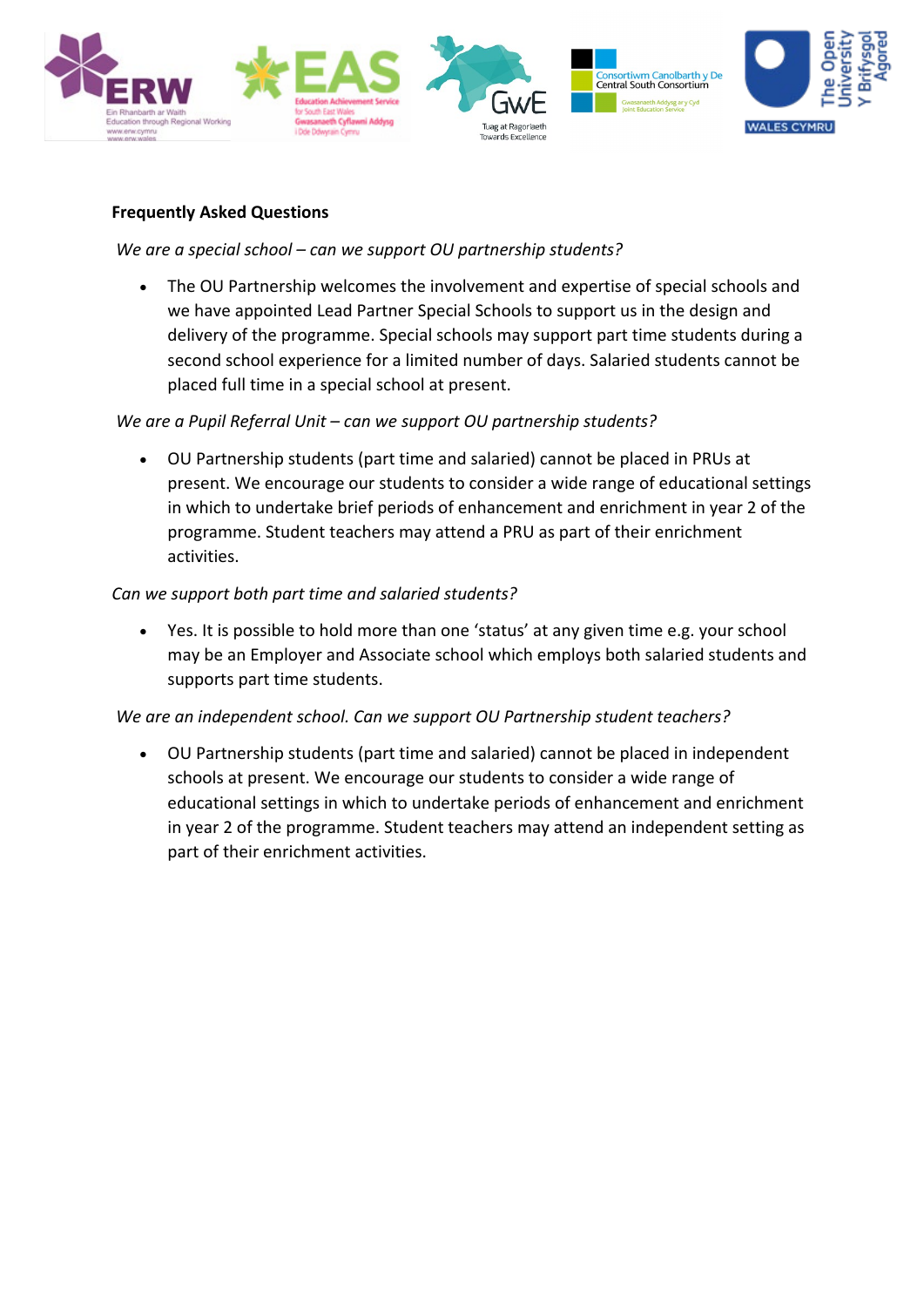**Frequently Asked Questions**

*We are a special school – can we support OU partnership students?*

- The OU Partnership welcomes the involvement and expertise of special schools and we have appointed Lead Partner Special Schools to support us in the design and delivery of the programme. Special schools may support part time students during a second school experience for a limited number of days. Salaried students cannot be placed full time in a special school at present.

*We are a Pupil Referral Unit – can we support OU partnership students?*

- OU Partnership students (part time and salaried) cannot be placed in PRUs at present. We encourage our students to consider a wide range of educational settings in which to undertake brief periods of enhancement and enrichment in year 2 of the programme. Student teachers may attend a PRU as part of their enrichment activities.

*Can we support both part time and salaried students?*

- Yes. It is possible to hold more than one 'status' at any given time e.g. your school may be an Employer and Associate school which employs both salaried students and supports part time students.

*We are an independent school. Can we support OU Partnership student teachers?*

- OU Partnership students (part time and salaried) cannot be placed in independent schools at present. We encourage our students to consider a wide range of educational settings in which to undertake periods of enhancement and enrichment in year 2 of the programme. Student teachers may attend an independent setting as part of their enrichment activities.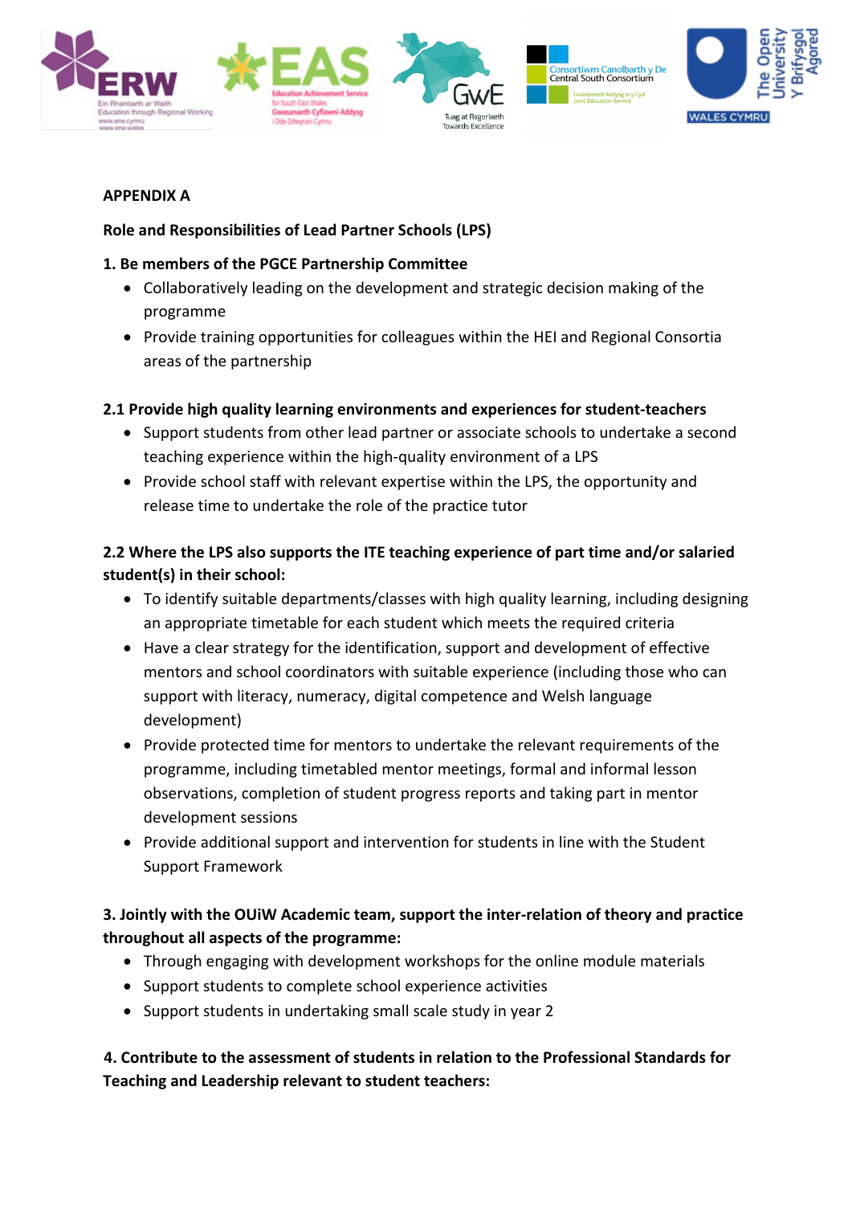**APPENDIX A**

**Role and Responsibilities of Lead Partner Schools (LPS)**

**1. Be members of the PGCE Partnership Committee**

- Collaboratively leading on the development and strategic decision making of the programme
- Provide training opportunities for colleagues within the HEI and Regional Consortia areas of the partnership

**2.1 Provide high quality learning environments and experiences for student-teachers**

- Support students from other lead partner or associate schools to undertake a second teaching experience within the high-quality environment of a LPS
- Provide school staff with relevant expertise within the LPS, the opportunity and release time to undertake the role of the practice tutor

**2.2 Where the LPS also supports the ITE teaching experience of part time and/or salaried student(s) in their school:**

- To identify suitable departments/classes with high quality learning, including designing an appropriate timetable for each student which meets the required criteria
- Have a clear strategy for the identification, support and development of effective mentors and school coordinators with suitable experience (including those who can support with literacy, numeracy, digital competence and Welsh language development)
- Provide protected time for mentors to undertake the relevant requirements of the programme, including timetabled mentor meetings, formal and informal lesson observations, completion of student progress reports and taking part in mentor development sessions
- Provide additional support and intervention for students in line with the Student Support Framework

**3. Jointly with the OUiW Academic team, support the inter-relation of theory and practice throughout all aspects of the programme:**

- Through engaging with development workshops for the online module materials
- Support students to complete school experience activities
- Support students in undertaking small scale study in year 2

**4. Contribute to the assessment of students in relation to the Professional Standards for Teaching and Leadership relevant to student teachers:**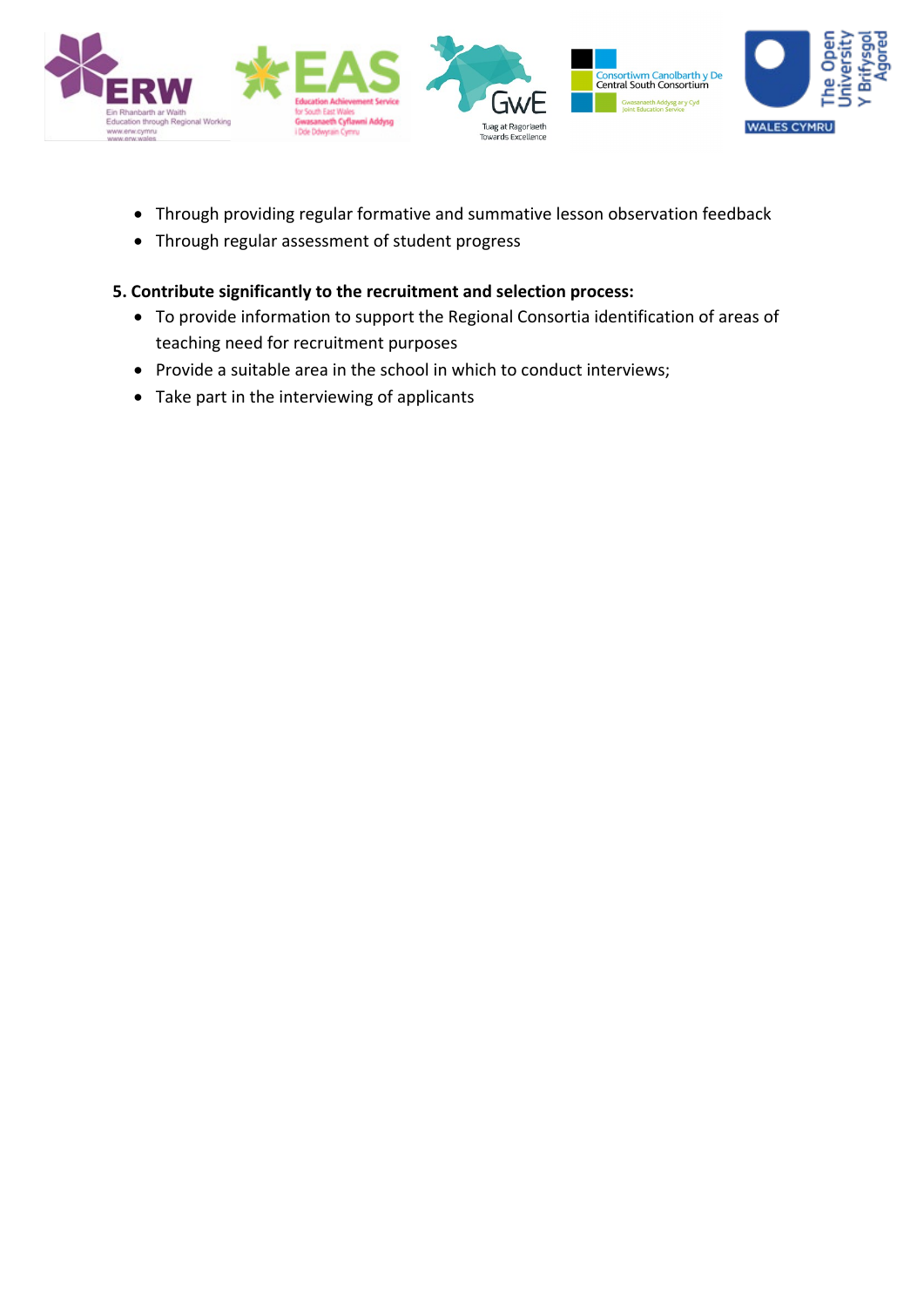- Through providing regular formative and summative lesson observation feedback
- Through regular assessment of student progress

**5. Contribute significantly to the recruitment and selection process:**

- To provide information to support the Regional Consortia identification of areas of teaching need for recruitment purposes
- Provide a suitable area in the school in which to conduct interviews;
- Take part in the interviewing of applicants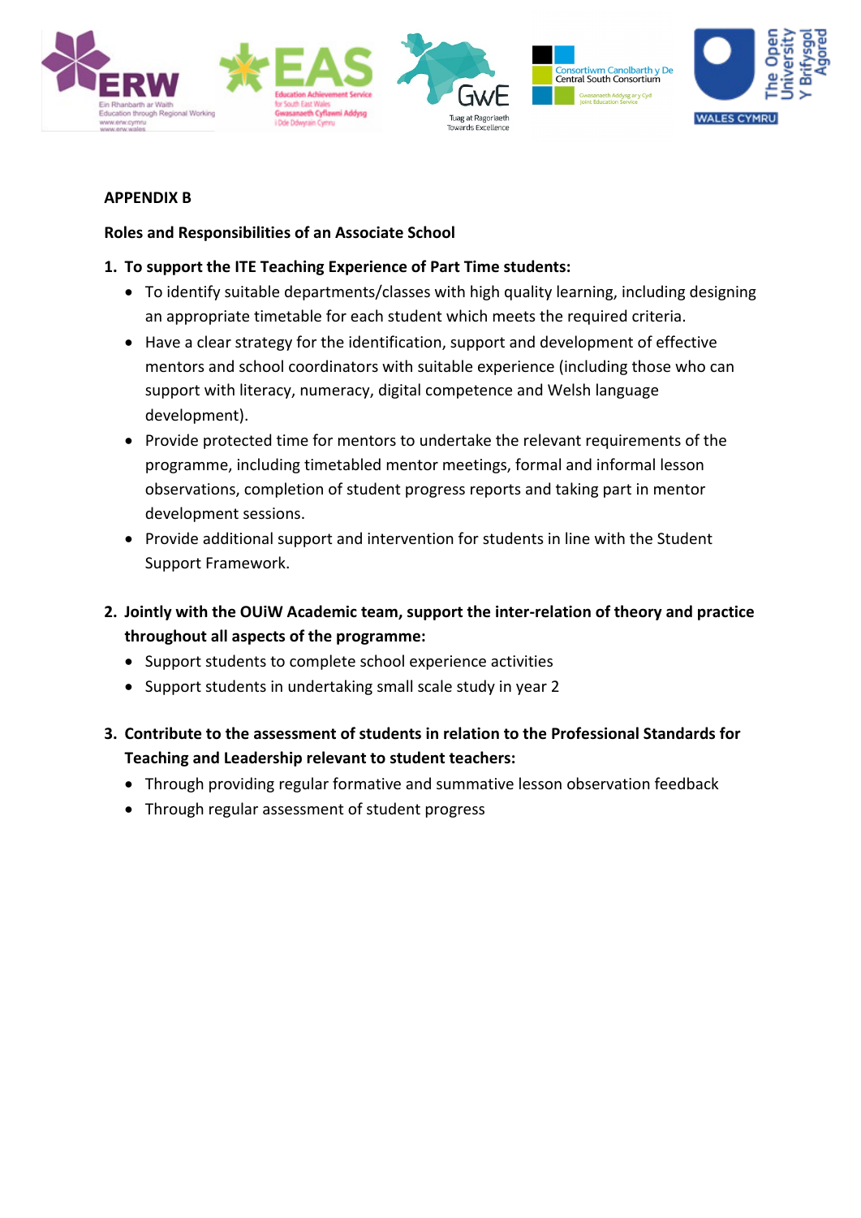**APPENDIX B**

**Roles and Responsibilities of an Associate School**

1. **To support the ITE Teaching Experience of Part Time students:**
   - To identify suitable departments/classes with high quality learning, including designing an appropriate timetable for each student which meets the required criteria.
   - Have a clear strategy for the identification, support and development of effective mentors and school coordinators with suitable experience (including those who can support with literacy, numeracy, digital competence and Welsh language development).
   - Provide protected time for mentors to undertake the relevant requirements of the programme, including timetabled mentor meetings, formal and informal lesson observations, completion of student progress reports and taking part in mentor development sessions.
   - Provide additional support and intervention for students in line with the Student Support Framework.

2. **Jointly with the OUiW Academic team, support the inter-relation of theory and practice throughout all aspects of the programme:**
   - Support students to complete school experience activities
   - Support students in undertaking small scale study in year 2

3. **Contribute to the assessment of students in relation to the Professional Standards for Teaching and Leadership relevant to student teachers:**
   - Through providing regular formative and summative lesson observation feedback
   - Through regular assessment of student progress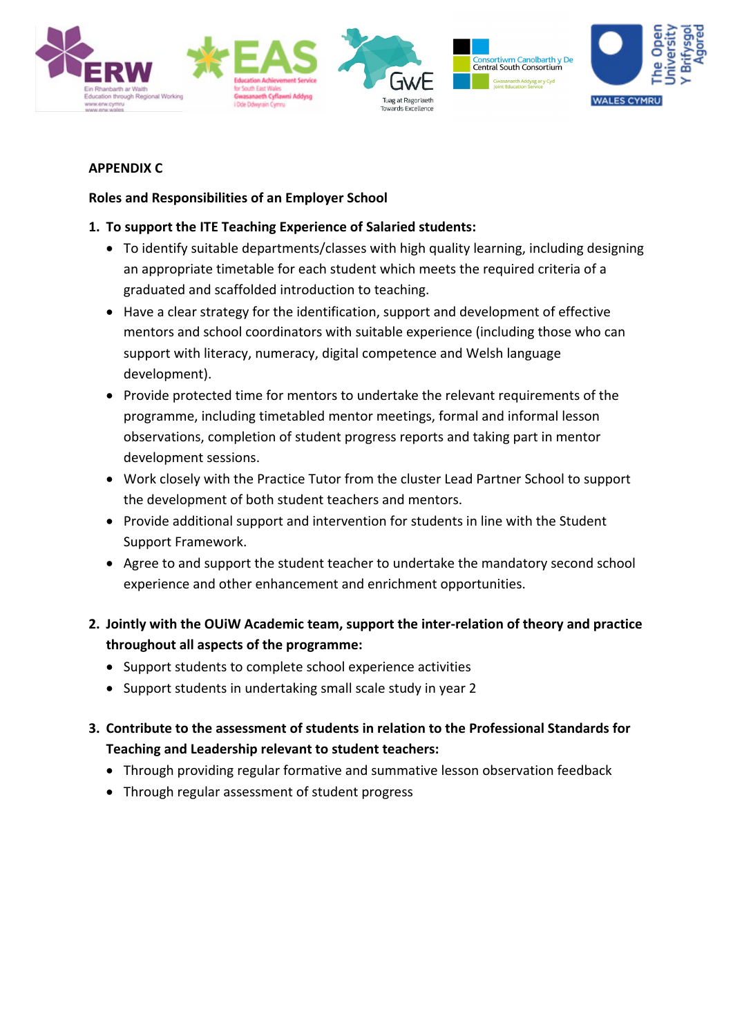**APPENDIX C**

**Roles and Responsibilities of an Employer School**

1. **To support the ITE Teaching Experience of Salaried students:**
   - To identify suitable departments/classes with high quality learning, including designing an appropriate timetable for each student which meets the required criteria of a graduated and scaffolded introduction to teaching.
   - Have a clear strategy for the identification, support and development of effective mentors and school coordinators with suitable experience (including those who can support with literacy, numeracy, digital competence and Welsh language development).
   - Provide protected time for mentors to undertake the relevant requirements of the programme, including timetabled mentor meetings, formal and informal lesson observations, completion of student progress reports and taking part in mentor development sessions.
   - Work closely with the Practice Tutor from the cluster Lead Partner School to support the development of both student teachers and mentors.
   - Provide additional support and intervention for students in line with the Student Support Framework.
   - Agree to and support the student teacher to undertake the mandatory second school experience and other enhancement and enrichment opportunities.

2. **Jointly with the OUiW Academic team, support the inter-relation of theory and practice throughout all aspects of the programme:**
   - Support students to complete school experience activities
   - Support students in undertaking small scale study in year 2

3. **Contribute to the assessment of students in relation to the Professional Standards for Teaching and Leadership relevant to student teachers:**
   - Through providing regular formative and summative lesson observation feedback
   - Through regular assessment of student progress